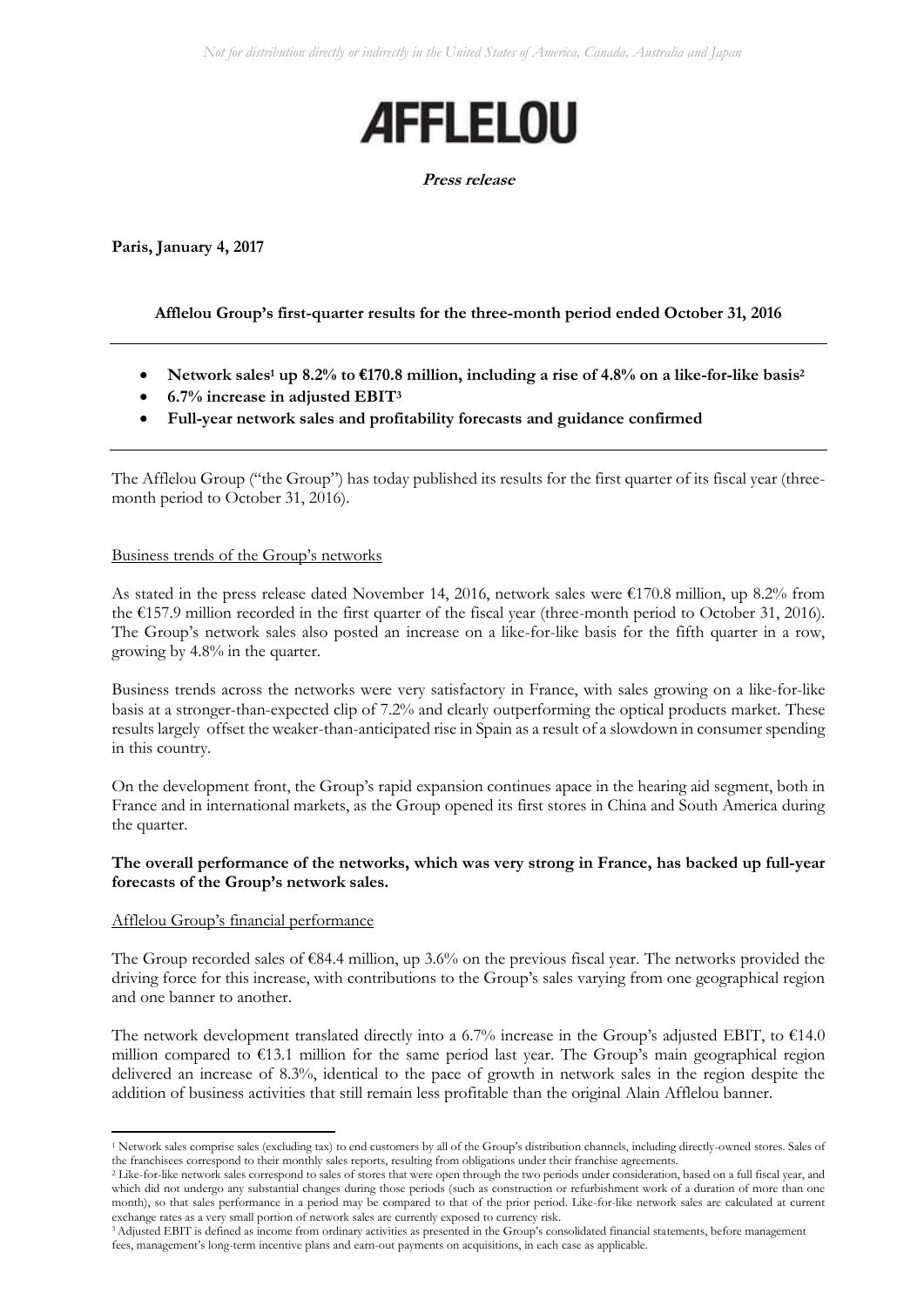*Not for distribution directly or indirectly in the United States of America, Canada, Australia and Japan*

# AFFLELOU

**Press release**

**Paris, January 4, 2017**

**Afflelou Group's first-quarter results for the three-month period ended October 31, 2016**

---

- **Network sales[1] up 8.2% to €170.8 million, including a rise of 4.8% on a like-for-like basis[2]**
- **6.7% increase in adjusted EBIT[3]**
- **Full-year network sales and profitability forecasts and guidance confirmed**

---

The Afflelou Group ("the Group") has today published its results for the first quarter of its fiscal year (three-month period to October 31, 2016).

## Business trends of the Group's networks

As stated in the press release dated November 14, 2016, network sales were €170.8 million, up 8.2% from the €157.9 million recorded in the first quarter of the fiscal year (three-month period to October 31, 2016). The Group's network sales also posted an increase on a like-for-like basis for the fifth quarter in a row, growing by 4.8% in the quarter.

Business trends across the networks were very satisfactory in France, with sales growing on a like-for-like basis at a stronger-than-expected clip of 7.2% and clearly outperforming the optical products market. These results largely offset the weaker-than-anticipated rise in Spain as a result of a slowdown in consumer spending in this country.

On the development front, the Group's rapid expansion continues apace in the hearing aid segment, both in France and in international markets, as the Group opened its first stores in China and South America during the quarter.

**The overall performance of the networks, which was very strong in France, has backed up full-year forecasts of the Group's network sales.**

## Afflelou Group's financial performance

The Group recorded sales of €84.4 million, up 3.6% on the previous fiscal year. The networks provided the driving force for this increase, with contributions to the Group's sales varying from one geographical region and one banner to another.

The network development translated directly into a 6.7% increase in the Group's adjusted EBIT, to €14.0 million compared to €13.1 million for the same period last year. The Group's main geographical region delivered an increase of 8.3%, identical to the pace of growth in network sales in the region despite the addition of business activities that still remain less profitable than the original Alain Afflelou banner.

---

[1] Network sales comprise sales (excluding tax) to end customers by all of the Group's distribution channels, including directly-owned stores. Sales of the franchisees correspond to their monthly sales reports, resulting from obligations under their franchise agreements.

[2] Like-for-like network sales correspond to sales of stores that were open through the two periods under consideration, based on a full fiscal year, and which did not undergo any substantial changes during those periods (such as construction or refurbishment work of a duration of more than one month), so that sales performance in a period may be compared to that of the prior period. Like-for-like network sales are calculated at current exchange rates as a very small portion of network sales are currently exposed to currency risk.

[3] Adjusted EBIT is defined as income from ordinary activities as presented in the Group's consolidated financial statements, before management fees, management's long-term incentive plans and earn-out payments on acquisitions, in each case as applicable.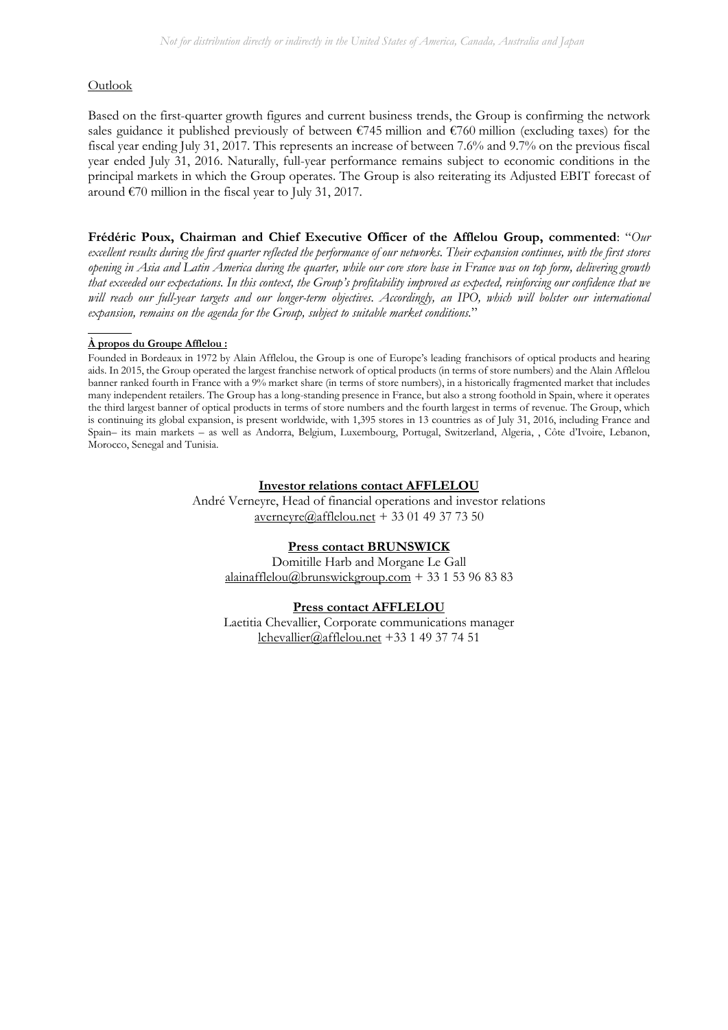Outlook

Based on the first-quarter growth figures and current business trends, the Group is confirming the network sales guidance it published previously of between €745 million and €760 million (excluding taxes) for the fiscal year ending July 31, 2017. This represents an increase of between 7.6% and 9.7% on the previous fiscal year ended July 31, 2016. Naturally, full-year performance remains subject to economic conditions in the principal markets in which the Group operates. The Group is also reiterating its Adjusted EBIT forecast of around €70 million in the fiscal year to July 31, 2017.

**Frédéric Poux, Chairman and Chief Executive Officer of the Afflelou Group, commented**: "*Our excellent results during the first quarter reflected the performance of our networks. Their expansion continues, with the first stores opening in Asia and Latin America during the quarter, while our core store base in France was on top form, delivering growth that exceeded our expectations. In this context, the Group's profitability improved as expected, reinforcing our confidence that we will reach our full-year targets and our longer-term objectives. Accordingly, an IPO, which will bolster our international expansion, remains on the agenda for the Group, subject to suitable market conditions.*"

---

**À propos du Groupe Afflelou :**

Founded in Bordeaux in 1972 by Alain Afflelou, the Group is one of Europe's leading franchisors of optical products and hearing aids. In 2015, the Group operated the largest franchise network of optical products (in terms of store numbers) and the Alain Afflelou banner ranked fourth in France with a 9% market share (in terms of store numbers), in a historically fragmented market that includes many independent retailers. The Group has a long-standing presence in France, but also a strong foothold in Spain, where it operates the third largest banner of optical products in terms of store numbers and the fourth largest in terms of revenue. The Group, which is continuing its global expansion, is present worldwide, with 1,395 stores in 13 countries as of July 31, 2016, including France and Spain– its main markets – as well as Andorra, Belgium, Luxembourg, Portugal, Switzerland, Algeria, , Côte d'Ivoire, Lebanon, Morocco, Senegal and Tunisia.

**Investor relations contact AFFLELOU**
André Verneyre, Head of financial operations and investor relations
averneyre@afflelou.net + 33 01 49 37 73 50

**Press contact BRUNSWICK**
Domitille Harb and Morgane Le Gall
alainafflelou@brunswickgroup.com + 33 1 53 96 83 83

**Press contact AFFLELOU**
Laetitia Chevallier, Corporate communications manager
lchevallier@afflelou.net +33 1 49 37 74 51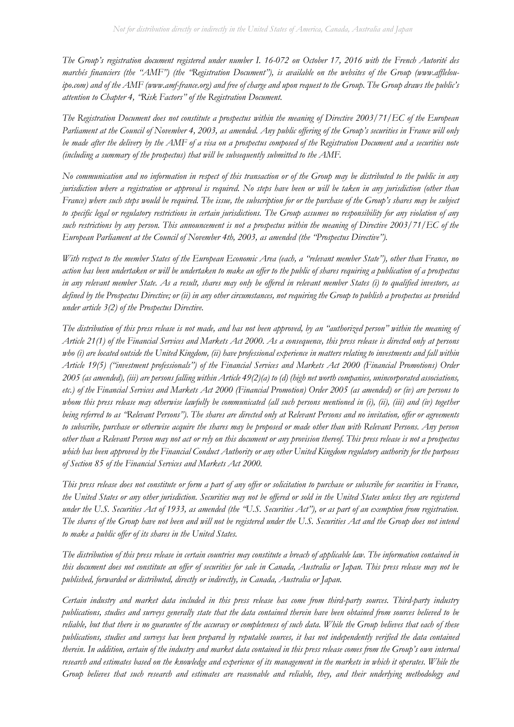*The Group's registration document registered under number I. 16-072 on October 17, 2016 with the French Autorité des marchés financiers (the "AMF") (the "Registration Document"), is available on the websites of the Group (www.afflelou-ipo.com) and of the AMF (www.amf-france.org) and free of charge and upon request to the Group. The Group draws the public's attention to Chapter 4, "Risk Factors" of the Registration Document.*

*The Registration Document does not constitute a prospectus within the meaning of Directive 2003/71/EC of the European Parliament at the Council of November 4, 2003, as amended. Any public offering of the Group's securities in France will only be made after the delivery by the AMF of a visa on a prospectus composed of the Registration Document and a securities note (including a summary of the prospectus) that will be subsequently submitted to the AMF.*

*No communication and no information in respect of this transaction or of the Group may be distributed to the public in any jurisdiction where a registration or approval is required. No steps have been or will be taken in any jurisdiction (other than France) where such steps would be required. The issue, the subscription for or the purchase of the Group's shares may be subject to specific legal or regulatory restrictions in certain jurisdictions. The Group assumes no responsibility for any violation of any such restrictions by any person. This announcement is not a prospectus within the meaning of Directive 2003/71/EC of the European Parliament at the Council of November 4th, 2003, as amended (the "Prospectus Directive").*

*With respect to the member States of the European Economic Area (each, a "relevant member State"), other than France, no action has been undertaken or will be undertaken to make an offer to the public of shares requiring a publication of a prospectus in any relevant member State. As a result, shares may only be offered in relevant member States (i) to qualified investors, as defined by the Prospectus Directive; or (ii) in any other circumstances, not requiring the Group to publish a prospectus as provided under article 3(2) of the Prospectus Directive.*

*The distribution of this press release is not made, and has not been approved, by an "authorized person" within the meaning of Article 21(1) of the Financial Services and Markets Act 2000. As a consequence, this press release is directed only at persons who (i) are located outside the United Kingdom, (ii) have professional experience in matters relating to investments and fall within Article 19(5) ("investment professionals") of the Financial Services and Markets Act 2000 (Financial Promotions) Order 2005 (as amended), (iii) are persons falling within Article 49(2)(a) to (d) (high net worth companies, unincorporated associations, etc.) of the Financial Services and Markets Act 2000 (Financial Promotion) Order 2005 (as amended) or (iv) are persons to whom this press release may otherwise lawfully be communicated (all such persons mentioned in (i), (ii), (iii) and (iv) together being referred to as "Relevant Persons"). The shares are directed only at Relevant Persons and no invitation, offer or agreements to subscribe, purchase or otherwise acquire the shares may be proposed or made other than with Relevant Persons. Any person other than a Relevant Person may not act or rely on this document or any provision thereof. This press release is not a prospectus which has been approved by the Financial Conduct Authority or any other United Kingdom regulatory authority for the purposes of Section 85 of the Financial Services and Markets Act 2000.*

*This press release does not constitute or form a part of any offer or solicitation to purchase or subscribe for securities in France, the United States or any other jurisdiction. Securities may not be offered or sold in the United States unless they are registered under the U.S. Securities Act of 1933, as amended (the "U.S. Securities Act"), or as part of an exemption from registration. The shares of the Group have not been and will not be registered under the U.S. Securities Act and the Group does not intend to make a public offer of its shares in the United States.*

*The distribution of this press release in certain countries may constitute a breach of applicable law. The information contained in this document does not constitute an offer of securities for sale in Canada, Australia or Japan. This press release may not be published, forwarded or distributed, directly or indirectly, in Canada, Australia or Japan.*

*Certain industry and market data included in this press release has come from third-party sources. Third-party industry publications, studies and surveys generally state that the data contained therein have been obtained from sources believed to be reliable, but that there is no guarantee of the accuracy or completeness of such data. While the Group believes that each of these publications, studies and surveys has been prepared by reputable sources, it has not independently verified the data contained therein. In addition, certain of the industry and market data contained in this press release comes from the Group's own internal research and estimates based on the knowledge and experience of its management in the markets in which it operates. While the Group believes that such research and estimates are reasonable and reliable, they, and their underlying methodology and*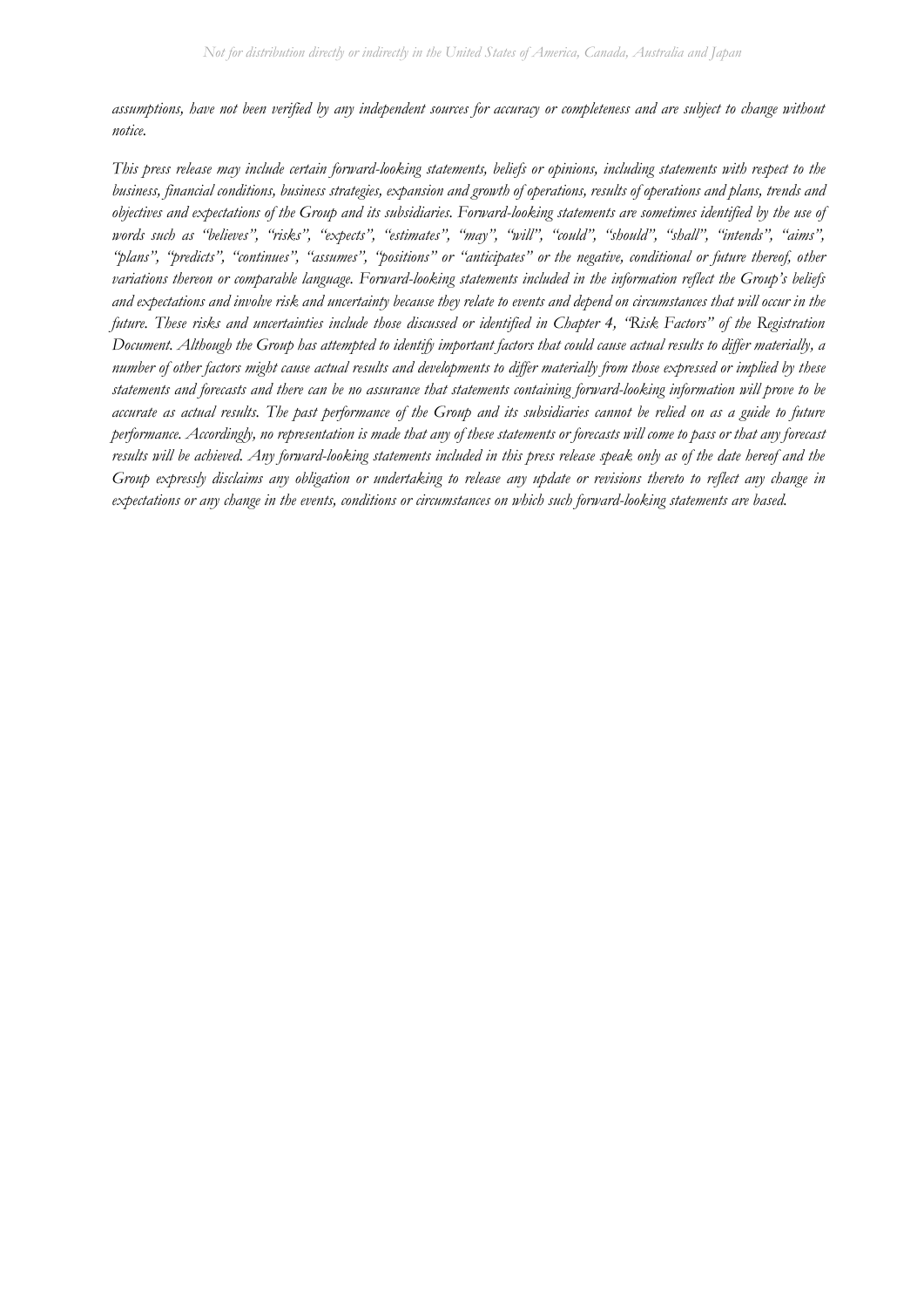*assumptions, have not been verified by any independent sources for accuracy or completeness and are subject to change without notice.*

*This press release may include certain forward-looking statements, beliefs or opinions, including statements with respect to the business, financial conditions, business strategies, expansion and growth of operations, results of operations and plans, trends and objectives and expectations of the Group and its subsidiaries. Forward-looking statements are sometimes identified by the use of words such as "believes", "risks", "expects", "estimates", "may", "will", "could", "should", "shall", "intends", "aims", "plans", "predicts", "continues", "assumes", "positions" or "anticipates" or the negative, conditional or future thereof, other variations thereon or comparable language. Forward-looking statements included in the information reflect the Group's beliefs and expectations and involve risk and uncertainty because they relate to events and depend on circumstances that will occur in the future. These risks and uncertainties include those discussed or identified in Chapter 4, "Risk Factors" of the Registration Document. Although the Group has attempted to identify important factors that could cause actual results to differ materially, a number of other factors might cause actual results and developments to differ materially from those expressed or implied by these statements and forecasts and there can be no assurance that statements containing forward-looking information will prove to be accurate as actual results. The past performance of the Group and its subsidiaries cannot be relied on as a guide to future performance. Accordingly, no representation is made that any of these statements or forecasts will come to pass or that any forecast results will be achieved. Any forward-looking statements included in this press release speak only as of the date hereof and the Group expressly disclaims any obligation or undertaking to release any update or revisions thereto to reflect any change in expectations or any change in the events, conditions or circumstances on which such forward-looking statements are based.*